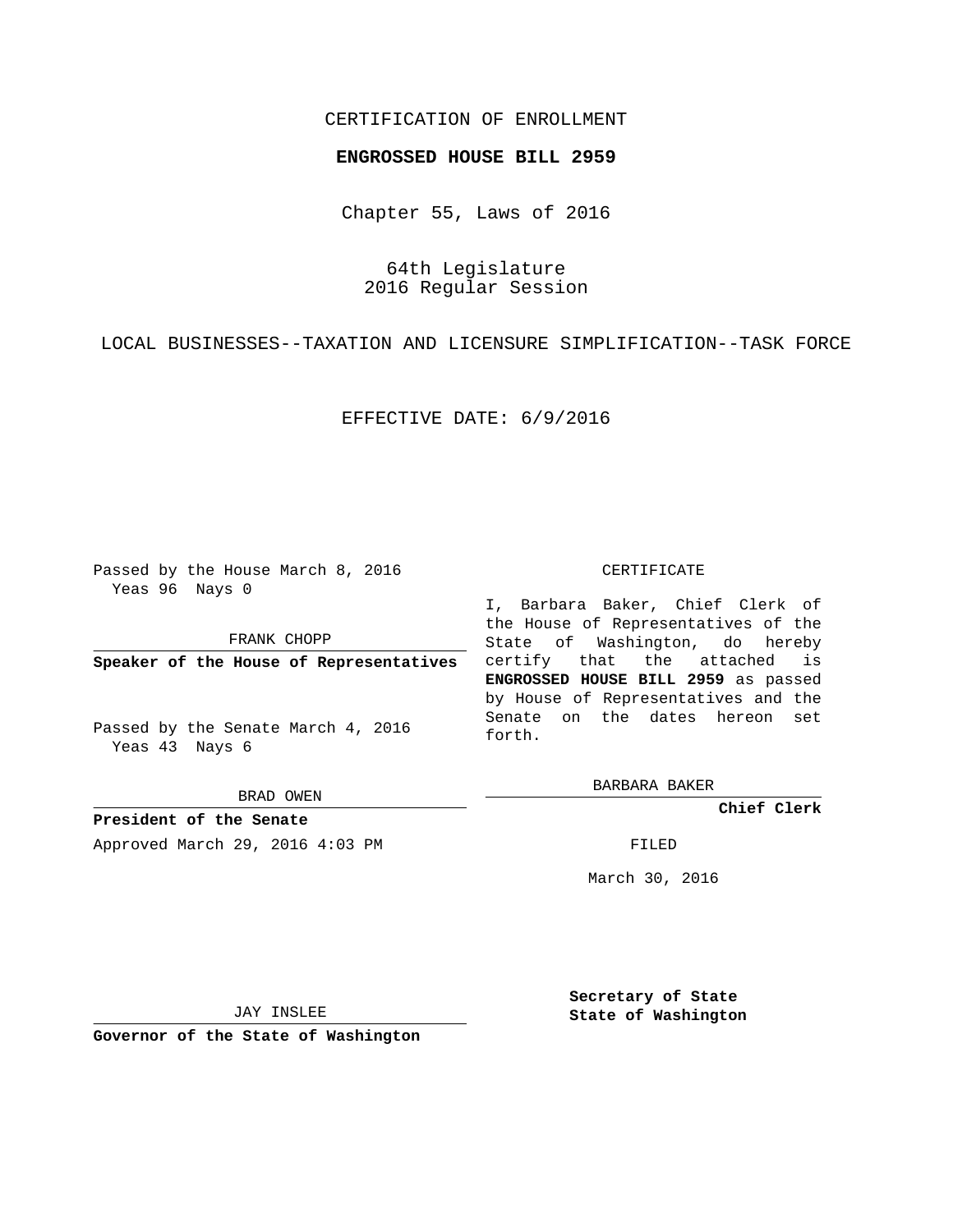CERTIFICATION OF ENROLLMENT

**ENGROSSED HOUSE BILL 2959**

Chapter 55, Laws of 2016

64th Legislature
2016 Regular Session

LOCAL BUSINESSES--TAXATION AND LICENSURE SIMPLIFICATION--TASK FORCE

EFFECTIVE DATE: 6/9/2016

Passed by the House March 8, 2016
Yeas 96 Nays 0

FRANK CHOPP

**Speaker of the House of Representatives**

Passed by the Senate March 4, 2016
Yeas 43 Nays 6

BRAD OWEN

**President of the Senate**

Approved March 29, 2016 4:03 PM

JAY INSLEE

**Governor of the State of Washington**

CERTIFICATE

I, Barbara Baker, Chief Clerk of the House of Representatives of the State of Washington, do hereby certify that the attached is **ENGROSSED HOUSE BILL 2959** as passed by House of Representatives and the Senate on the dates hereon set forth.

BARBARA BAKER

**Chief Clerk**

FILED

March 30, 2016

**Secretary of State**
**State of Washington**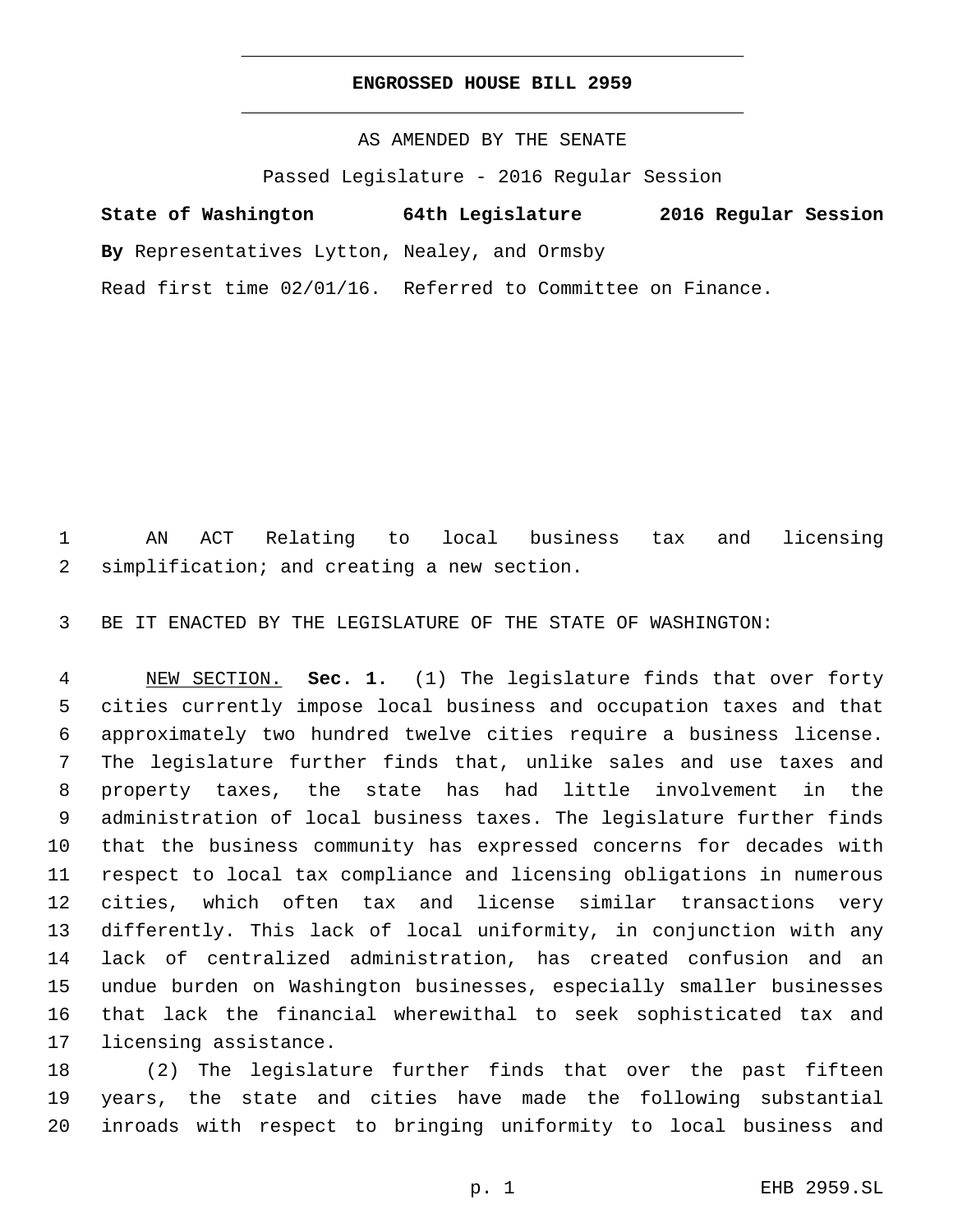# ENGROSSED HOUSE BILL 2959

AS AMENDED BY THE SENATE

Passed Legislature - 2016 Regular Session

**State of Washington 64th Legislature 2016 Regular Session**

**By** Representatives Lytton, Nealey, and Ormsby

Read first time 02/01/16. Referred to Committee on Finance.

AN ACT Relating to local business tax and licensing simplification; and creating a new section.

BE IT ENACTED BY THE LEGISLATURE OF THE STATE OF WASHINGTON:

NEW SECTION. **Sec. 1.** (1) The legislature finds that over forty cities currently impose local business and occupation taxes and that approximately two hundred twelve cities require a business license. The legislature further finds that, unlike sales and use taxes and property taxes, the state has had little involvement in the administration of local business taxes. The legislature further finds that the business community has expressed concerns for decades with respect to local tax compliance and licensing obligations in numerous cities, which often tax and license similar transactions very differently. This lack of local uniformity, in conjunction with any lack of centralized administration, has created confusion and an undue burden on Washington businesses, especially smaller businesses that lack the financial wherewithal to seek sophisticated tax and licensing assistance.

(2) The legislature further finds that over the past fifteen years, the state and cities have made the following substantial inroads with respect to bringing uniformity to local business and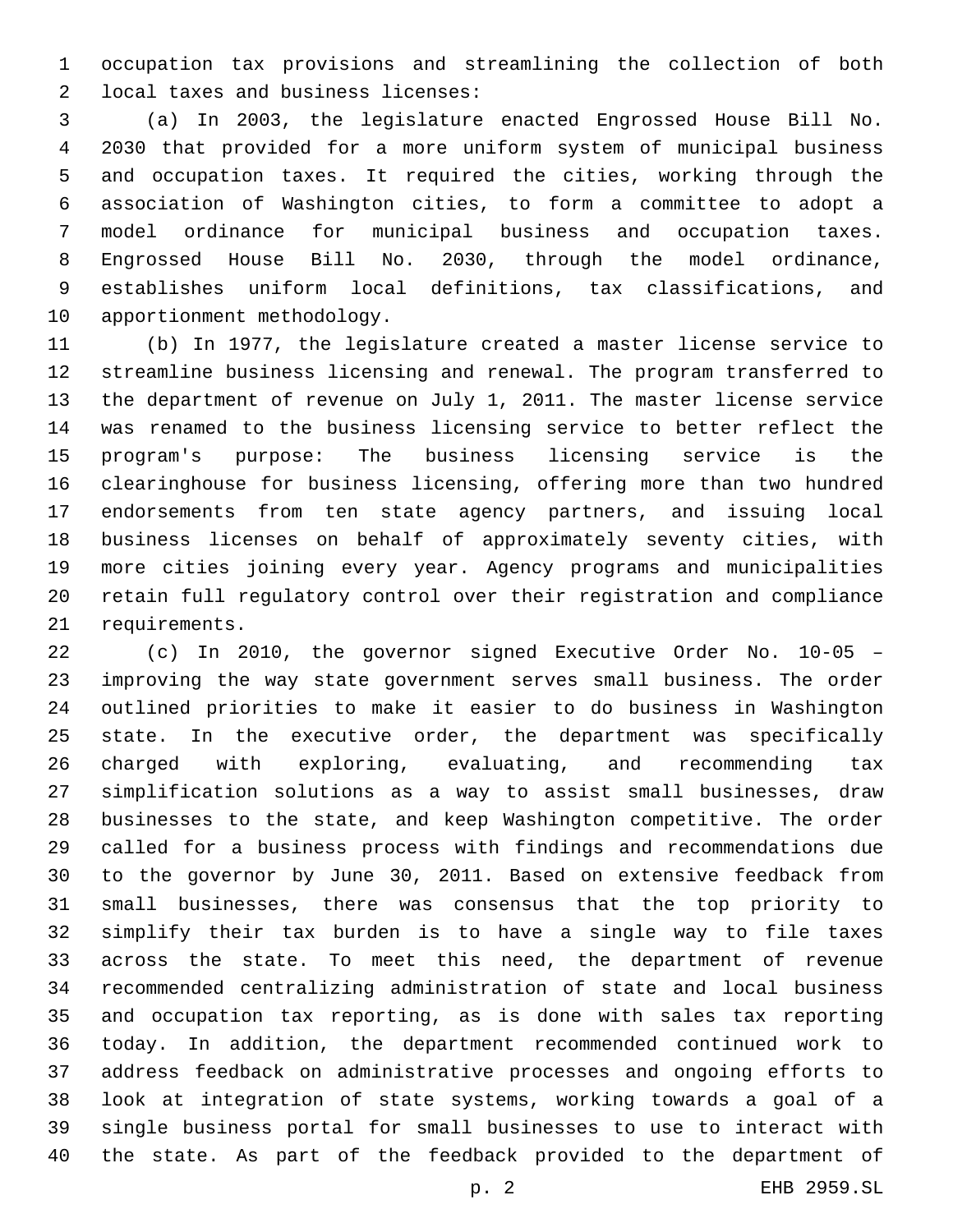occupation tax provisions and streamlining the collection of both local taxes and business licenses:

(a) In 2003, the legislature enacted Engrossed House Bill No. 2030 that provided for a more uniform system of municipal business and occupation taxes. It required the cities, working through the association of Washington cities, to form a committee to adopt a model ordinance for municipal business and occupation taxes. Engrossed House Bill No. 2030, through the model ordinance, establishes uniform local definitions, tax classifications, and apportionment methodology.

(b) In 1977, the legislature created a master license service to streamline business licensing and renewal. The program transferred to the department of revenue on July 1, 2011. The master license service was renamed to the business licensing service to better reflect the program's purpose: The business licensing service is the clearinghouse for business licensing, offering more than two hundred endorsements from ten state agency partners, and issuing local business licenses on behalf of approximately seventy cities, with more cities joining every year. Agency programs and municipalities retain full regulatory control over their registration and compliance requirements.

(c) In 2010, the governor signed Executive Order No. 10-05 – improving the way state government serves small business. The order outlined priorities to make it easier to do business in Washington state. In the executive order, the department was specifically charged with exploring, evaluating, and recommending tax simplification solutions as a way to assist small businesses, draw businesses to the state, and keep Washington competitive. The order called for a business process with findings and recommendations due to the governor by June 30, 2011. Based on extensive feedback from small businesses, there was consensus that the top priority to simplify their tax burden is to have a single way to file taxes across the state. To meet this need, the department of revenue recommended centralizing administration of state and local business and occupation tax reporting, as is done with sales tax reporting today. In addition, the department recommended continued work to address feedback on administrative processes and ongoing efforts to look at integration of state systems, working towards a goal of a single business portal for small businesses to use to interact with the state. As part of the feedback provided to the department of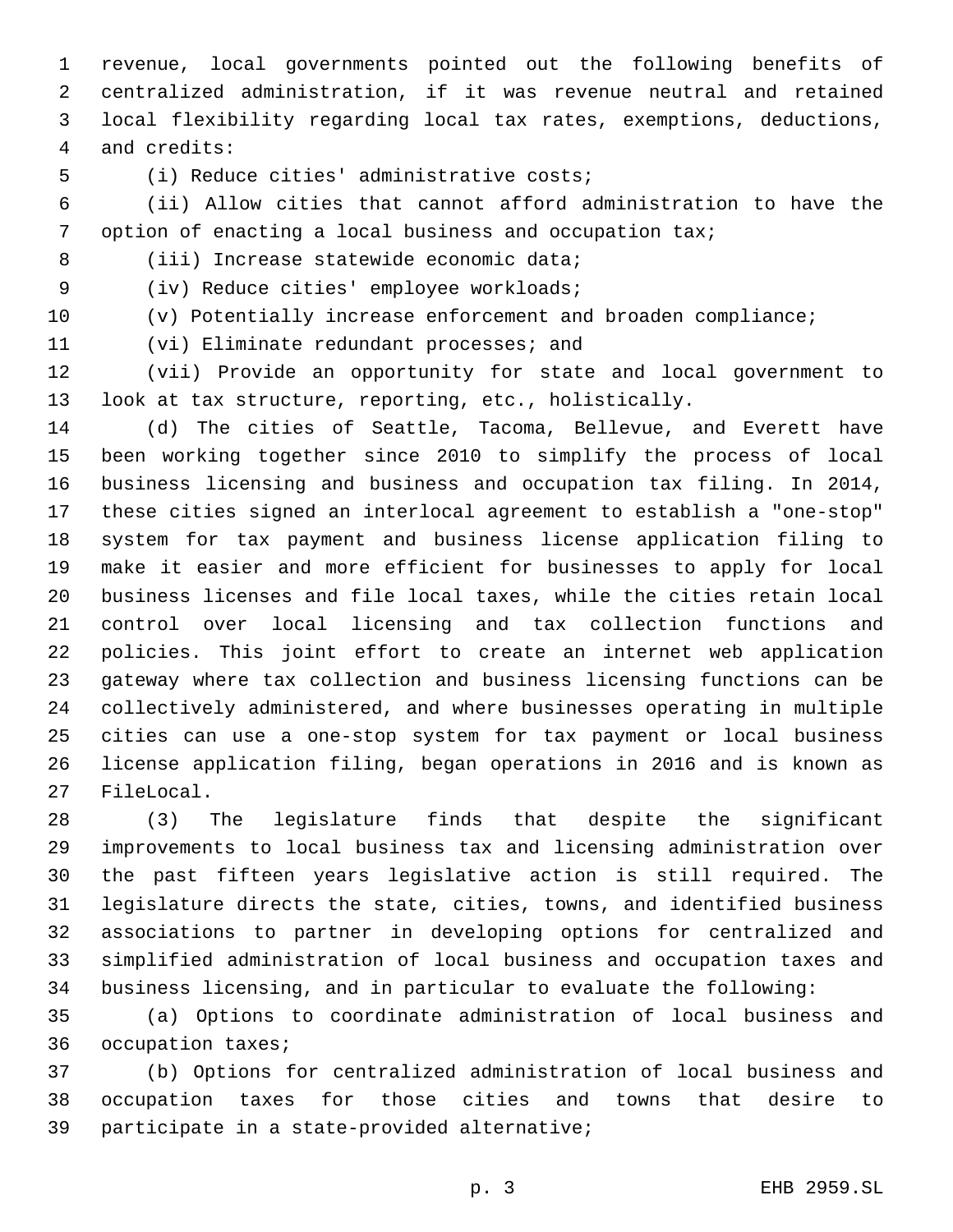revenue, local governments pointed out the following benefits of centralized administration, if it was revenue neutral and retained local flexibility regarding local tax rates, exemptions, deductions, and credits:

(i) Reduce cities' administrative costs;

(ii) Allow cities that cannot afford administration to have the option of enacting a local business and occupation tax;

(iii) Increase statewide economic data;

(iv) Reduce cities' employee workloads;

(v) Potentially increase enforcement and broaden compliance;

(vi) Eliminate redundant processes; and

(vii) Provide an opportunity for state and local government to look at tax structure, reporting, etc., holistically.

(d) The cities of Seattle, Tacoma, Bellevue, and Everett have been working together since 2010 to simplify the process of local business licensing and business and occupation tax filing. In 2014, these cities signed an interlocal agreement to establish a "one-stop" system for tax payment and business license application filing to make it easier and more efficient for businesses to apply for local business licenses and file local taxes, while the cities retain local control over local licensing and tax collection functions and policies. This joint effort to create an internet web application gateway where tax collection and business licensing functions can be collectively administered, and where businesses operating in multiple cities can use a one-stop system for tax payment or local business license application filing, began operations in 2016 and is known as FileLocal.

(3) The legislature finds that despite the significant improvements to local business tax and licensing administration over the past fifteen years legislative action is still required. The legislature directs the state, cities, towns, and identified business associations to partner in developing options for centralized and simplified administration of local business and occupation taxes and business licensing, and in particular to evaluate the following:

(a) Options to coordinate administration of local business and occupation taxes;

(b) Options for centralized administration of local business and occupation taxes for those cities and towns that desire to participate in a state-provided alternative;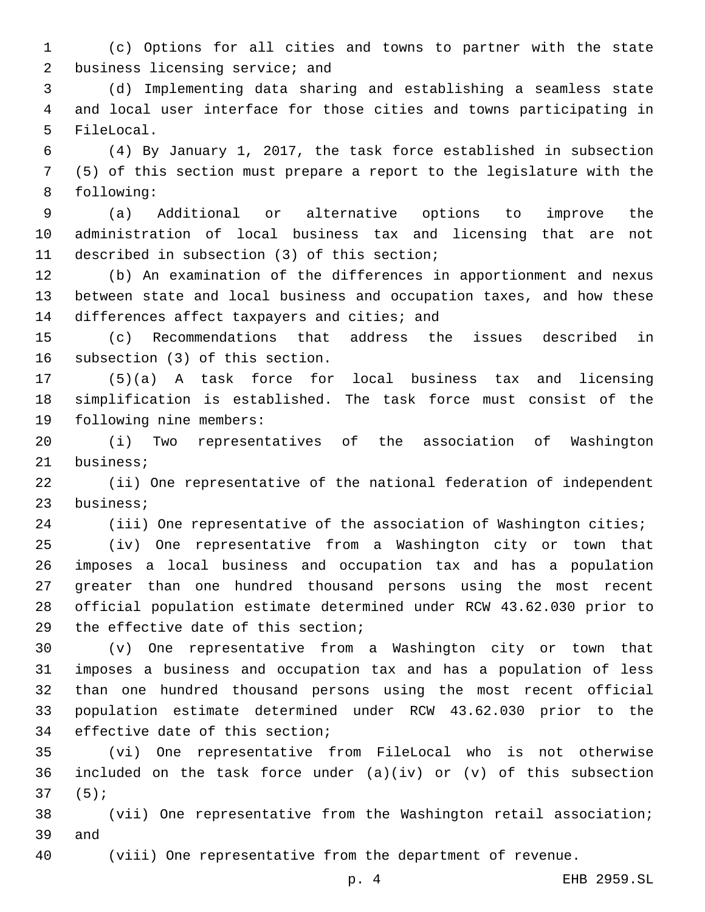(c) Options for all cities and towns to partner with the state business licensing service; and

(d) Implementing data sharing and establishing a seamless state and local user interface for those cities and towns participating in FileLocal.

(4) By January 1, 2017, the task force established in subsection (5) of this section must prepare a report to the legislature with the following:

(a) Additional or alternative options to improve the administration of local business tax and licensing that are not described in subsection (3) of this section;

(b) An examination of the differences in apportionment and nexus between state and local business and occupation taxes, and how these differences affect taxpayers and cities; and

(c) Recommendations that address the issues described in subsection (3) of this section.

(5)(a) A task force for local business tax and licensing simplification is established. The task force must consist of the following nine members:

(i) Two representatives of the association of Washington business;

(ii) One representative of the national federation of independent business;

(iii) One representative of the association of Washington cities;

(iv) One representative from a Washington city or town that imposes a local business and occupation tax and has a population greater than one hundred thousand persons using the most recent official population estimate determined under RCW 43.62.030 prior to the effective date of this section;

(v) One representative from a Washington city or town that imposes a business and occupation tax and has a population of less than one hundred thousand persons using the most recent official population estimate determined under RCW 43.62.030 prior to the effective date of this section;

(vi) One representative from FileLocal who is not otherwise included on the task force under (a)(iv) or (v) of this subsection (5);

(vii) One representative from the Washington retail association; and

(viii) One representative from the department of revenue.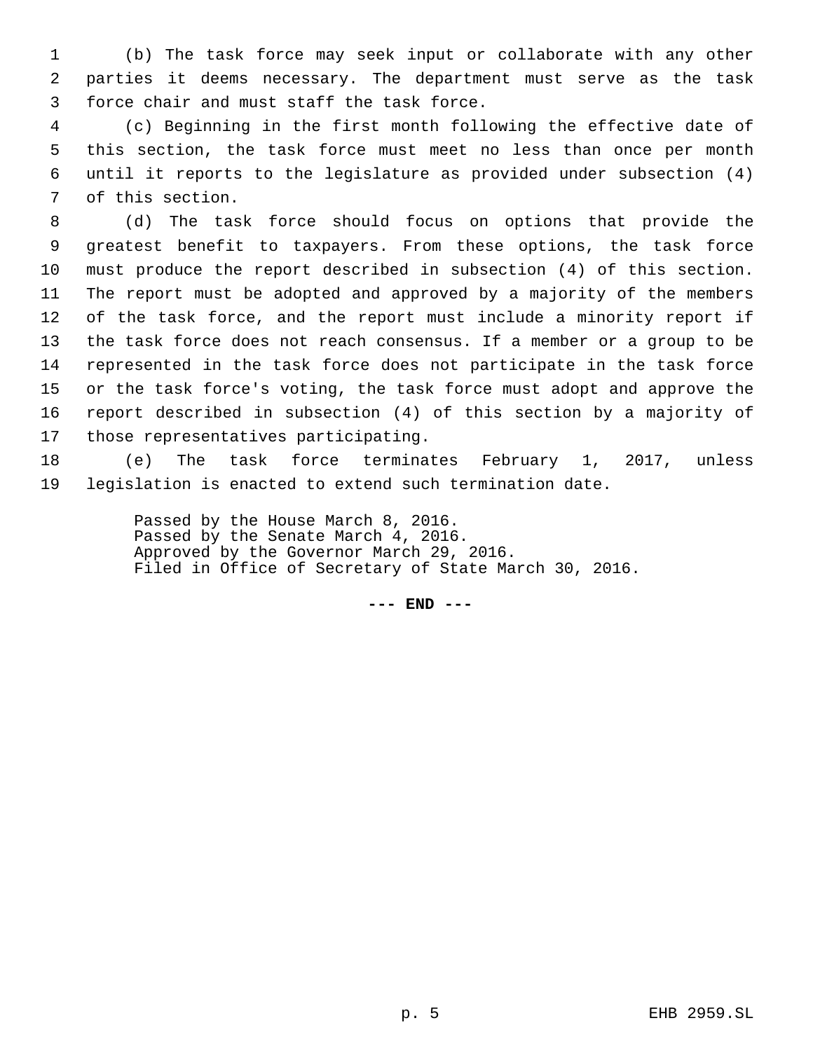(b) The task force may seek input or collaborate with any other parties it deems necessary. The department must serve as the task force chair and must staff the task force.

(c) Beginning in the first month following the effective date of this section, the task force must meet no less than once per month until it reports to the legislature as provided under subsection (4) of this section.

(d) The task force should focus on options that provide the greatest benefit to taxpayers. From these options, the task force must produce the report described in subsection (4) of this section. The report must be adopted and approved by a majority of the members of the task force, and the report must include a minority report if the task force does not reach consensus. If a member or a group to be represented in the task force does not participate in the task force or the task force's voting, the task force must adopt and approve the report described in subsection (4) of this section by a majority of those representatives participating.

(e) The task force terminates February 1, 2017, unless legislation is enacted to extend such termination date.

Passed by the House March 8, 2016.
Passed by the Senate March 4, 2016.
Approved by the Governor March 29, 2016.
Filed in Office of Secretary of State March 30, 2016.

**--- END ---**